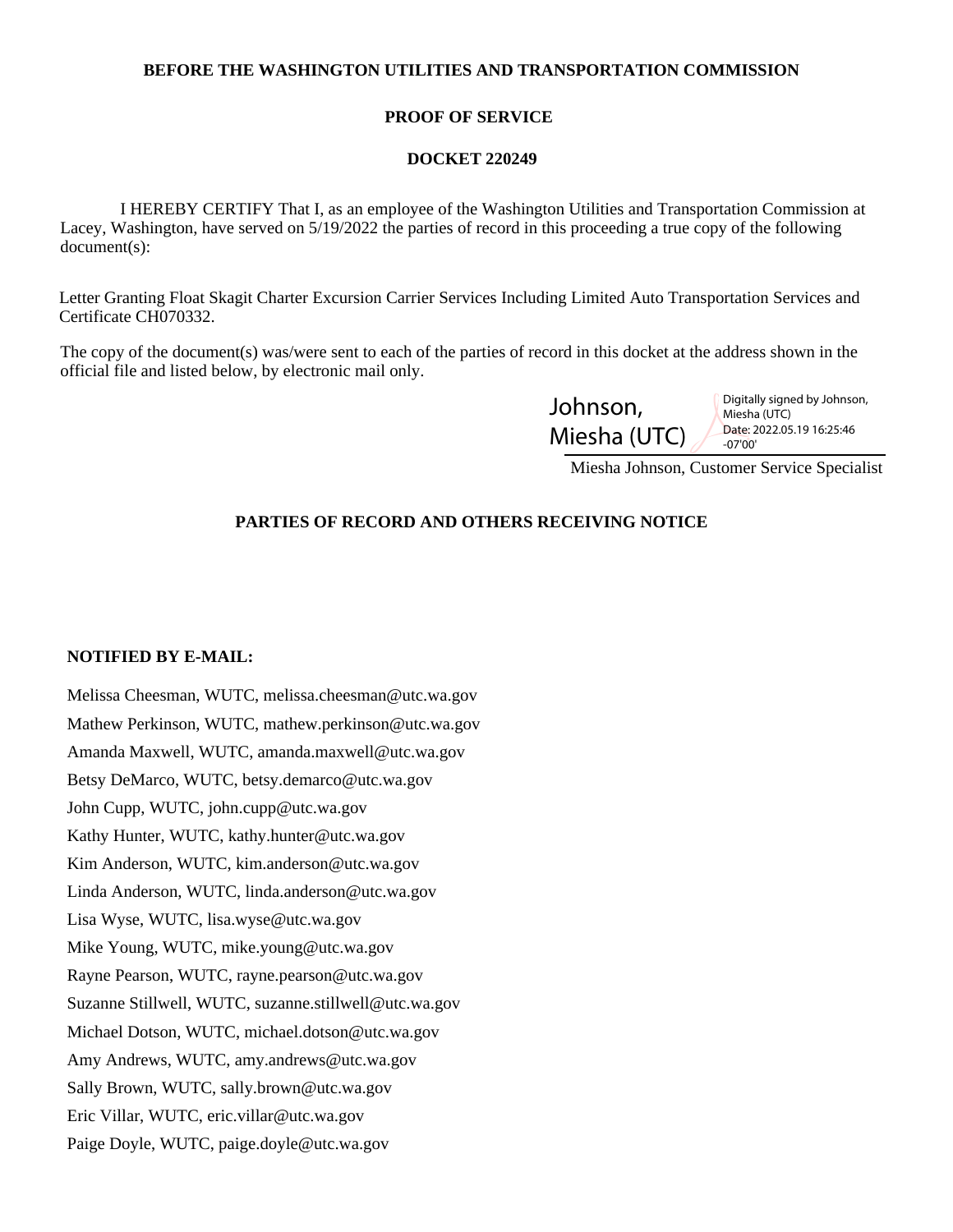**BEFORE THE WASHINGTON UTILITIES AND TRANSPORTATION COMMISSION**

**PROOF OF SERVICE**

**DOCKET 220249**

I HEREBY CERTIFY That I, as an employee of the Washington Utilities and Transportation Commission at Lacey, Washington, have served on 5/19/2022 the parties of record in this proceeding a true copy of the following document(s):

Letter Granting Float Skagit Charter Excursion Carrier Services Including Limited Auto Transportation Services and Certificate CH070332.

The copy of the document(s) was/were sent to each of the parties of record in this docket at the address shown in the official file and listed below, by electronic mail only.

Johnson, Miesha (UTC) — Digitally signed by Johnson, Miesha (UTC) Date: 2022.05.19 16:25:46 -07'00'

Miesha Johnson, Customer Service Specialist

**PARTIES OF RECORD AND OTHERS RECEIVING NOTICE**

**NOTIFIED BY E-MAIL:**

Melissa Cheesman, WUTC, melissa.cheesman@utc.wa.gov
Mathew Perkinson, WUTC, mathew.perkinson@utc.wa.gov
Amanda Maxwell, WUTC, amanda.maxwell@utc.wa.gov
Betsy DeMarco, WUTC, betsy.demarco@utc.wa.gov
John Cupp, WUTC, john.cupp@utc.wa.gov
Kathy Hunter, WUTC, kathy.hunter@utc.wa.gov
Kim Anderson, WUTC, kim.anderson@utc.wa.gov
Linda Anderson, WUTC, linda.anderson@utc.wa.gov
Lisa Wyse, WUTC, lisa.wyse@utc.wa.gov
Mike Young, WUTC, mike.young@utc.wa.gov
Rayne Pearson, WUTC, rayne.pearson@utc.wa.gov
Suzanne Stillwell, WUTC, suzanne.stillwell@utc.wa.gov
Michael Dotson, WUTC, michael.dotson@utc.wa.gov
Amy Andrews, WUTC, amy.andrews@utc.wa.gov
Sally Brown, WUTC, sally.brown@utc.wa.gov
Eric Villar, WUTC, eric.villar@utc.wa.gov
Paige Doyle, WUTC, paige.doyle@utc.wa.gov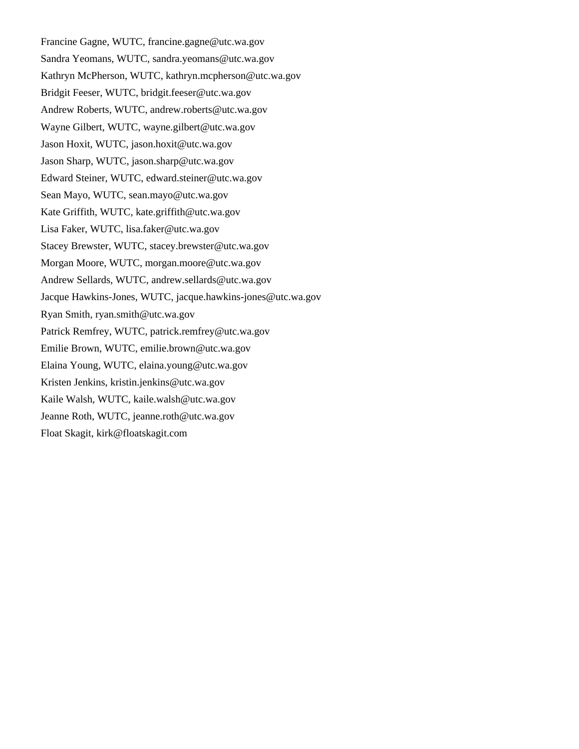Francine Gagne, WUTC, francine.gagne@utc.wa.gov

Sandra Yeomans, WUTC, sandra.yeomans@utc.wa.gov

Kathryn McPherson, WUTC, kathryn.mcpherson@utc.wa.gov

Bridgit Feeser, WUTC, bridgit.feeser@utc.wa.gov

Andrew Roberts, WUTC, andrew.roberts@utc.wa.gov

Wayne Gilbert, WUTC, wayne.gilbert@utc.wa.gov

Jason Hoxit, WUTC, jason.hoxit@utc.wa.gov

Jason Sharp, WUTC, jason.sharp@utc.wa.gov

Edward Steiner, WUTC, edward.steiner@utc.wa.gov

Sean Mayo, WUTC, sean.mayo@utc.wa.gov

Kate Griffith, WUTC, kate.griffith@utc.wa.gov

Lisa Faker, WUTC, lisa.faker@utc.wa.gov

Stacey Brewster, WUTC, stacey.brewster@utc.wa.gov

Morgan Moore, WUTC, morgan.moore@utc.wa.gov

Andrew Sellards, WUTC, andrew.sellards@utc.wa.gov

Jacque Hawkins-Jones, WUTC, jacque.hawkins-jones@utc.wa.gov

Ryan Smith, ryan.smith@utc.wa.gov

Patrick Remfrey, WUTC, patrick.remfrey@utc.wa.gov

Emilie Brown, WUTC, emilie.brown@utc.wa.gov

Elaina Young, WUTC, elaina.young@utc.wa.gov

Kristen Jenkins, kristin.jenkins@utc.wa.gov

Kaile Walsh, WUTC, kaile.walsh@utc.wa.gov

Jeanne Roth, WUTC, jeanne.roth@utc.wa.gov

Float Skagit, kirk@floatskagit.com